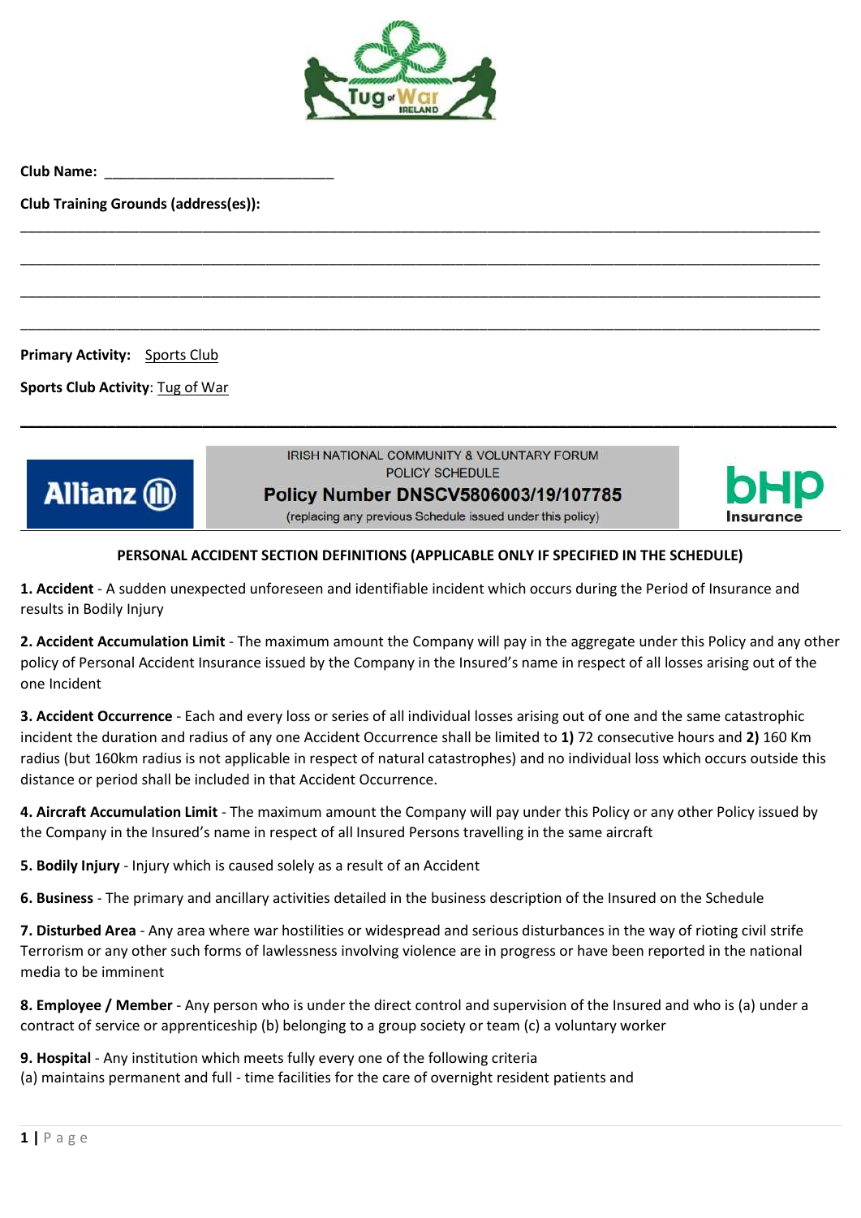**Club Name:** ______________________________

**Club Training Grounds (address(es)):**

______________________________________________________________________________________________

______________________________________________________________________________________________

______________________________________________________________________________________________

______________________________________________________________________________________________

**Primary Activity:** Sports Club

**Sports Club Activity**: Tug of War

---

IRISH NATIONAL COMMUNITY & VOLUNTARY FORUM
POLICY SCHEDULE

**Policy Number DNSCV5806003/19/107785**

(replacing any previous Schedule issued under this policy)

### PERSONAL ACCIDENT SECTION DEFINITIONS (APPLICABLE ONLY IF SPECIFIED IN THE SCHEDULE)

**1. Accident** - A sudden unexpected unforeseen and identifiable incident which occurs during the Period of Insurance and results in Bodily Injury

**2. Accident Accumulation Limit** - The maximum amount the Company will pay in the aggregate under this Policy and any other policy of Personal Accident Insurance issued by the Company in the Insured's name in respect of all losses arising out of the one Incident

**3. Accident Occurrence** - Each and every loss or series of all individual losses arising out of one and the same catastrophic incident the duration and radius of any one Accident Occurrence shall be limited to **1)** 72 consecutive hours and **2)** 160 Km radius (but 160km radius is not applicable in respect of natural catastrophes) and no individual loss which occurs outside this distance or period shall be included in that Accident Occurrence.

**4. Aircraft Accumulation Limit** - The maximum amount the Company will pay under this Policy or any other Policy issued by the Company in the Insured's name in respect of all Insured Persons travelling in the same aircraft

**5. Bodily Injury** - Injury which is caused solely as a result of an Accident

**6. Business** - The primary and ancillary activities detailed in the business description of the Insured on the Schedule

**7. Disturbed Area** - Any area where war hostilities or widespread and serious disturbances in the way of rioting civil strife Terrorism or any other such forms of lawlessness involving violence are in progress or have been reported in the national media to be imminent

**8. Employee / Member** - Any person who is under the direct control and supervision of the Insured and who is (a) under a contract of service or apprenticeship (b) belonging to a group society or team (c) a voluntary worker

**9. Hospital** - Any institution which meets fully every one of the following criteria
(a) maintains permanent and full - time facilities for the care of overnight resident patients and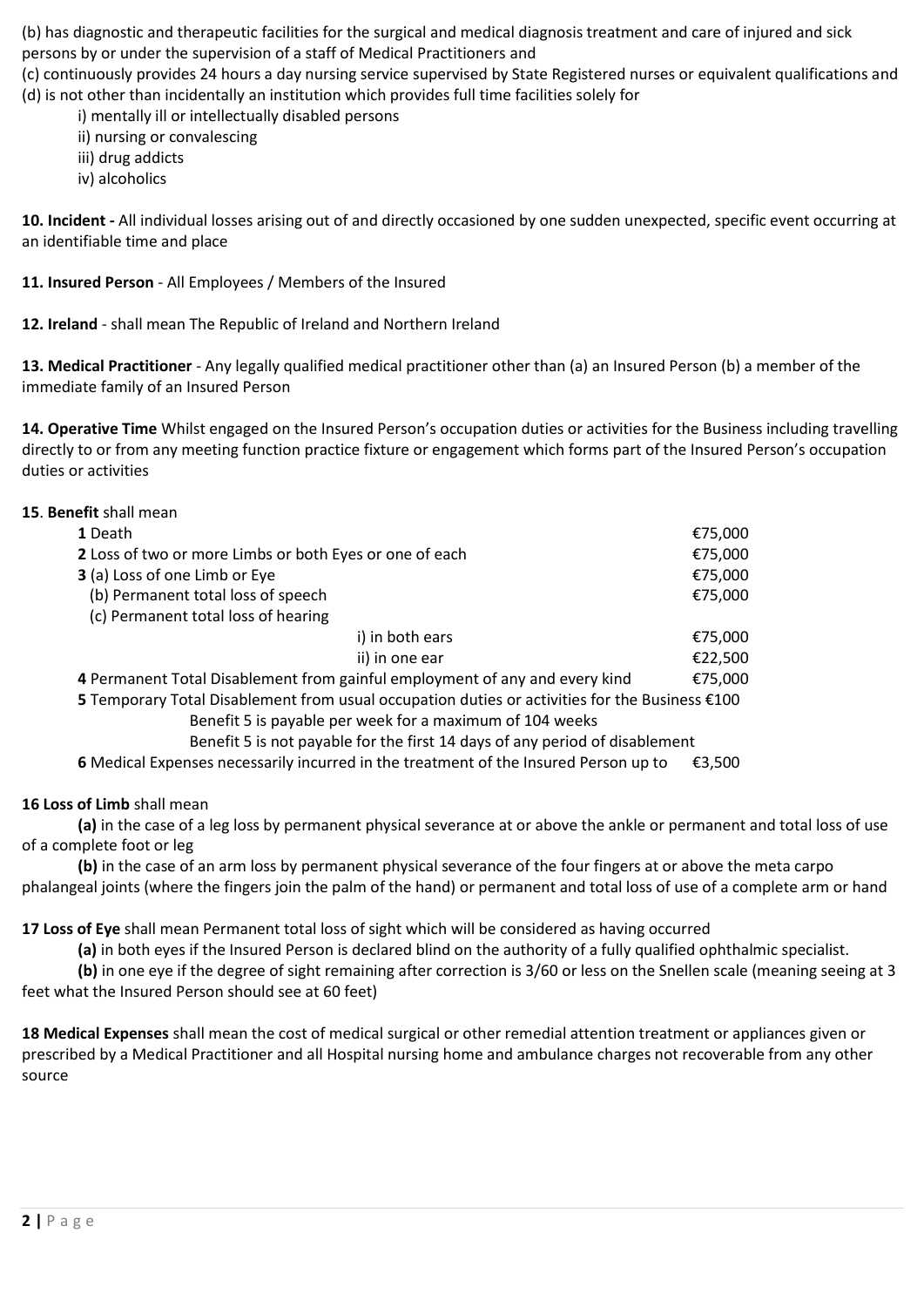(b) has diagnostic and therapeutic facilities for the surgical and medical diagnosis treatment and care of injured and sick persons by or under the supervision of a staff of Medical Practitioners and

(c) continuously provides 24 hours a day nursing service supervised by State Registered nurses or equivalent qualifications and

(d) is not other than incidentally an institution which provides full time facilities solely for

i) mentally ill or intellectually disabled persons
ii) nursing or convalescing
iii) drug addicts
iv) alcoholics

**10. Incident -** All individual losses arising out of and directly occasioned by one sudden unexpected, specific event occurring at an identifiable time and place

**11. Insured Person** - All Employees / Members of the Insured

**12. Ireland** - shall mean The Republic of Ireland and Northern Ireland

**13. Medical Practitioner** - Any legally qualified medical practitioner other than (a) an Insured Person (b) a member of the immediate family of an Insured Person

**14. Operative Time** Whilst engaged on the Insured Person's occupation duties or activities for the Business including travelling directly to or from any meeting function practice fixture or engagement which forms part of the Insured Person's occupation duties or activities

**15**. **Benefit** shall mean

| | |
|---|---|
| **1** Death | €75,000 |
| **2** Loss of two or more Limbs or both Eyes or one of each | €75,000 |
| **3** (a) Loss of one Limb or Eye | €75,000 |
| (b) Permanent total loss of speech | €75,000 |
| (c) Permanent total loss of hearing | |
| i) in both ears | €75,000 |
| ii) in one ear | €22,500 |
| **4** Permanent Total Disablement from gainful employment of any and every kind | €75,000 |
| **5** Temporary Total Disablement from usual occupation duties or activities for the Business | €100 |
| Benefit 5 is payable per week for a maximum of 104 weeks | |
| Benefit 5 is not payable for the first 14 days of any period of disablement | |
| **6** Medical Expenses necessarily incurred in the treatment of the Insured Person up to | €3,500 |

**16 Loss of Limb** shall mean

**(a)** in the case of a leg loss by permanent physical severance at or above the ankle or permanent and total loss of use of a complete foot or leg

**(b)** in the case of an arm loss by permanent physical severance of the four fingers at or above the meta carpo phalangeal joints (where the fingers join the palm of the hand) or permanent and total loss of use of a complete arm or hand

**17 Loss of Eye** shall mean Permanent total loss of sight which will be considered as having occurred

**(a)** in both eyes if the Insured Person is declared blind on the authority of a fully qualified ophthalmic specialist.

**(b)** in one eye if the degree of sight remaining after correction is 3/60 or less on the Snellen scale (meaning seeing at 3 feet what the Insured Person should see at 60 feet)

**18 Medical Expenses** shall mean the cost of medical surgical or other remedial attention treatment or appliances given or prescribed by a Medical Practitioner and all Hospital nursing home and ambulance charges not recoverable from any other source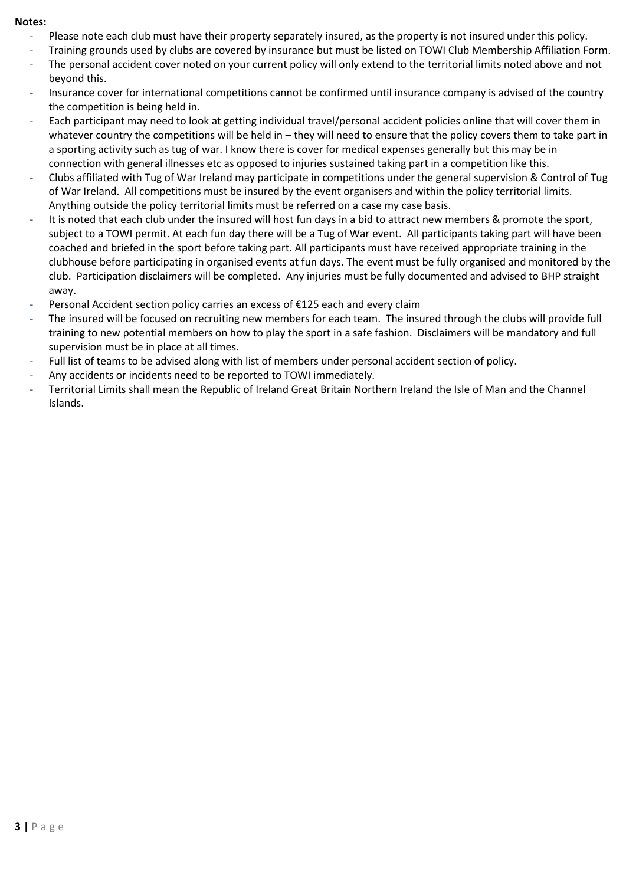**Notes:**

- Please note each club must have their property separately insured, as the property is not insured under this policy.
- Training grounds used by clubs are covered by insurance but must be listed on TOWI Club Membership Affiliation Form.
- The personal accident cover noted on your current policy will only extend to the territorial limits noted above and not beyond this.
- Insurance cover for international competitions cannot be confirmed until insurance company is advised of the country the competition is being held in.
- Each participant may need to look at getting individual travel/personal accident policies online that will cover them in whatever country the competitions will be held in – they will need to ensure that the policy covers them to take part in a sporting activity such as tug of war. I know there is cover for medical expenses generally but this may be in connection with general illnesses etc as opposed to injuries sustained taking part in a competition like this.
- Clubs affiliated with Tug of War Ireland may participate in competitions under the general supervision & Control of Tug of War Ireland. All competitions must be insured by the event organisers and within the policy territorial limits. Anything outside the policy territorial limits must be referred on a case my case basis.
- It is noted that each club under the insured will host fun days in a bid to attract new members & promote the sport, subject to a TOWI permit. At each fun day there will be a Tug of War event. All participants taking part will have been coached and briefed in the sport before taking part. All participants must have received appropriate training in the clubhouse before participating in organised events at fun days. The event must be fully organised and monitored by the club. Participation disclaimers will be completed. Any injuries must be fully documented and advised to BHP straight away.
- Personal Accident section policy carries an excess of €125 each and every claim
- The insured will be focused on recruiting new members for each team. The insured through the clubs will provide full training to new potential members on how to play the sport in a safe fashion. Disclaimers will be mandatory and full supervision must be in place at all times.
- Full list of teams to be advised along with list of members under personal accident section of policy.
- Any accidents or incidents need to be reported to TOWI immediately.
- Territorial Limits shall mean the Republic of Ireland Great Britain Northern Ireland the Isle of Man and the Channel Islands.